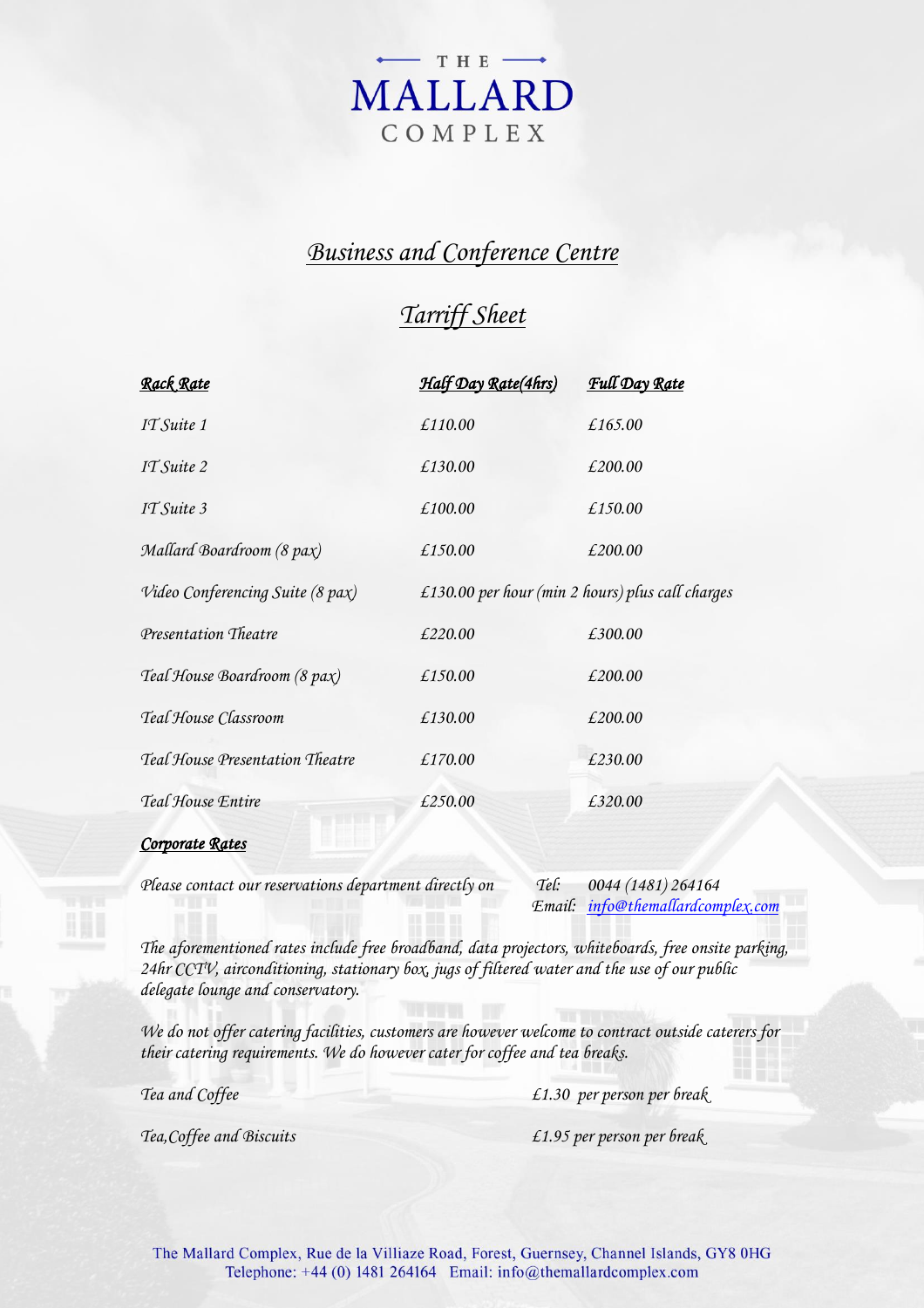# THE MALLARD COMPLEX

## Business and Conference Centre

## Tarriff Sheet

| Rack Rate | Half Day Rate(4hrs) | Full Day Rate |
|---|---|---|
| IT Suite 1 | £110.00 | £165.00 |
| IT Suite 2 | £130.00 | £200.00 |
| IT Suite 3 | £100.00 | £150.00 |
| Mallard Boardroom (8 pax) | £150.00 | £200.00 |
| Video Conferencing Suite (8 pax) | £130.00 per hour (min 2 hours) plus call charges | |
| Presentation Theatre | £220.00 | £300.00 |
| Teal House Boardroom (8 pax) | £150.00 | £200.00 |
| Teal House Classroom | £130.00 | £200.00 |
| Teal House Presentation Theatre | £170.00 | £230.00 |
| Teal House Entire | £250.00 | £320.00 |

**Corporate Rates**

Please contact our reservations department directly on Tel: 0044 (1481) 264164
Email: info@themallardcomplex.com

*The aforementioned rates include free broadband, data projectors, whiteboards, free onsite parking, 24hr CCTV, airconditioning, stationary box, jugs of filtered water and the use of our public delegate lounge and conservatory.*

*We do not offer catering facilities, customers are however welcome to contract outside caterers for their catering requirements. We do however cater for coffee and tea breaks.*

| | |
|---|---|
| Tea and Coffee | £1.30 per person per break |
| Tea,Coffee and Biscuits | £1.95 per person per break |

The Mallard Complex, Rue de la Villiaze Road, Forest, Guernsey, Channel Islands, GY8 0HG
Telephone: +44 (0) 1481 264164 Email: info@themallardcomplex.com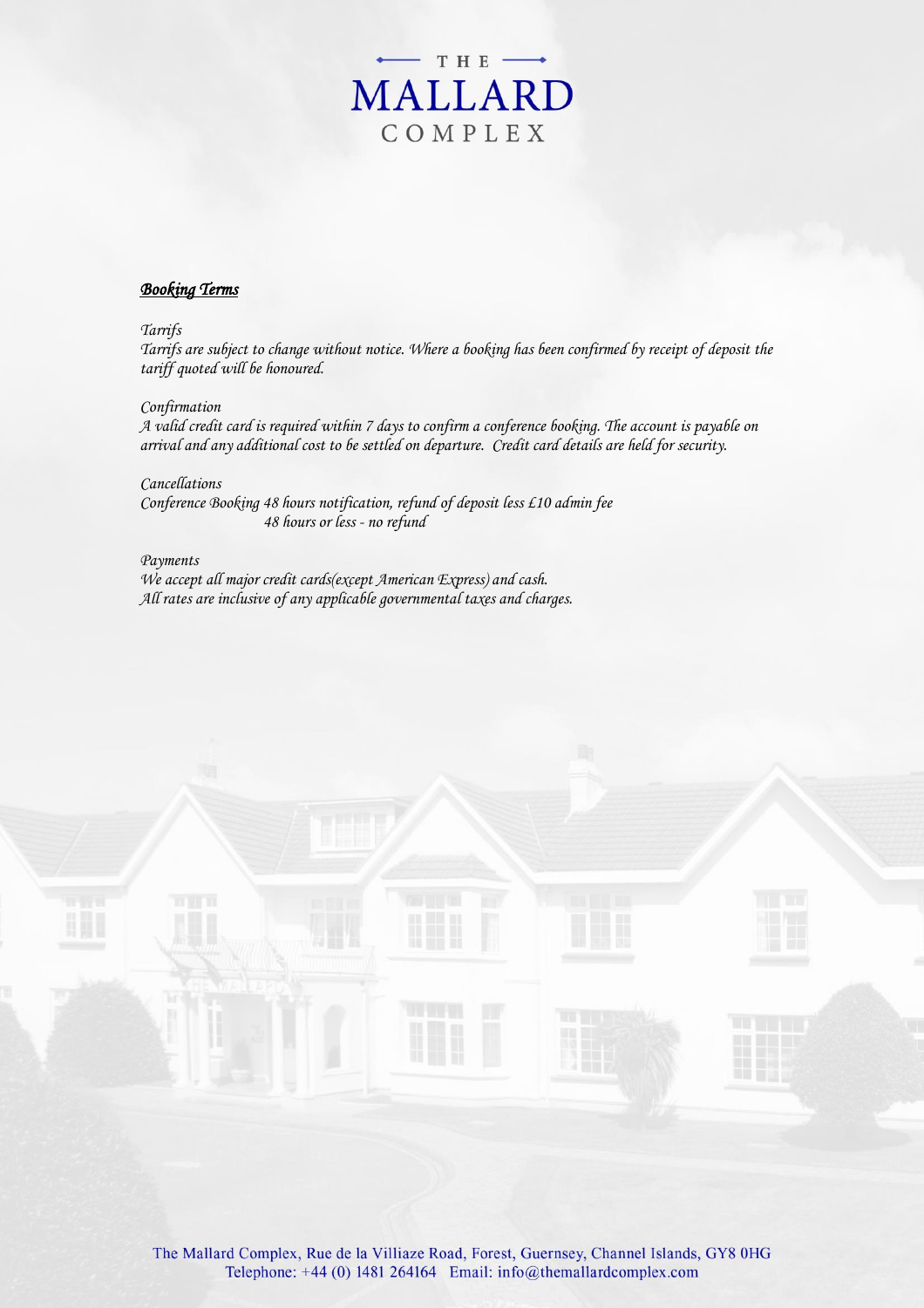# THE MALLARD COMPLEX

***Booking Terms***

*Tarrifs*
*Tarrifs are subject to change without notice. Where a booking has been confirmed by receipt of deposit the tariff quoted will be honoured.*

*Confirmation*
*A valid credit card is required within 7 days to confirm a conference booking. The account is payable on arrival and any additional cost to be settled on departure. Credit card details are held for security.*

*Cancellations*
*Conference Booking 48 hours notification, refund of deposit less £10 admin fee*
*48 hours or less - no refund*

*Payments*
*We accept all major credit cards(except American Express) and cash.*
*All rates are inclusive of any applicable governmental taxes and charges.*

The Mallard Complex, Rue de la Villiaze Road, Forest, Guernsey, Channel Islands, GY8 0HG
Telephone: +44 (0) 1481 264164 Email: info@themallardcomplex.com